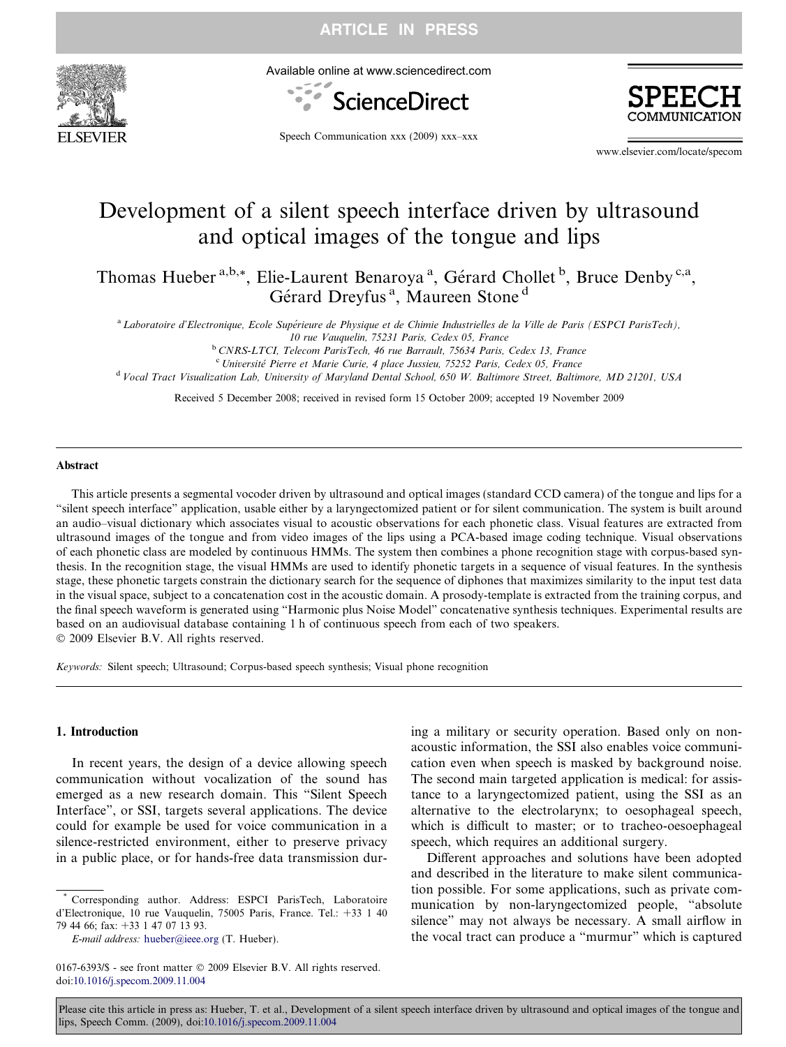# Development of a silent speech interface driven by ultrasound and optical images of the tongue and lips

Thomas Hueber [a,b,*], Elie-Laurent Benaroya [a], Gérard Chollet [b], Bruce Denby [c,a], Gérard Dreyfus [a], Maureen Stone [d]

[a] *Laboratoire d'Electronique, Ecole Supérieure de Physique et de Chimie Industrielles de la Ville de Paris (ESPCI ParisTech), 10 rue Vauquelin, 75231 Paris, Cedex 05, France*

[b] *CNRS-LTCI, Telecom ParisTech, 46 rue Barrault, 75634 Paris, Cedex 13, France*

[c] *Université Pierre et Marie Curie, 4 place Jussieu, 75252 Paris, Cedex 05, France*

[d] *Vocal Tract Visualization Lab, University of Maryland Dental School, 650 W. Baltimore Street, Baltimore, MD 21201, USA*

Received 5 December 2008; received in revised form 15 October 2009; accepted 19 November 2009

## Abstract

This article presents a segmental vocoder driven by ultrasound and optical images (standard CCD camera) of the tongue and lips for a "silent speech interface" application, usable either by a laryngectomized patient or for silent communication. The system is built around an audio–visual dictionary which associates visual to acoustic observations for each phonetic class. Visual features are extracted from ultrasound images of the tongue and from video images of the lips using a PCA-based image coding technique. Visual observations of each phonetic class are modeled by continuous HMMs. The system then combines a phone recognition stage with corpus-based synthesis. In the recognition stage, the visual HMMs are used to identify phonetic targets in a sequence of visual features. In the synthesis stage, these phonetic targets constrain the dictionary search for the sequence of diphones that maximizes similarity to the input test data in the visual space, subject to a concatenation cost in the acoustic domain. A prosody-template is extracted from the training corpus, and the final speech waveform is generated using "Harmonic plus Noise Model" concatenative synthesis techniques. Experimental results are based on an audiovisual database containing 1 h of continuous speech from each of two speakers.

© 2009 Elsevier B.V. All rights reserved.

*Keywords:* Silent speech; Ultrasound; Corpus-based speech synthesis; Visual phone recognition

## 1. Introduction

In recent years, the design of a device allowing speech communication without vocalization of the sound has emerged as a new research domain. This "Silent Speech Interface", or SSI, targets several applications. The device could for example be used for voice communication in a silence-restricted environment, either to preserve privacy in a public place, or for hands-free data transmission during a military or security operation. Based only on non-acoustic information, the SSI also enables voice communication even when speech is masked by background noise. The second main targeted application is medical: for assistance to a laryngectomized patient, using the SSI as an alternative to the electrolarynx; to oesophageal speech, which is difficult to master; or to tracheo-oesoephageal speech, which requires an additional surgery.

Different approaches and solutions have been adopted and described in the literature to make silent communication possible. For some applications, such as private communication by non-laryngectomized people, "absolute silence" may not always be necessary. A small airflow in the vocal tract can produce a "murmur" which is captured

\* Corresponding author. Address: ESPCI ParisTech, Laboratoire d'Electronique, 10 rue Vauquelin, 75005 Paris, France. Tel.: +33 1 40 79 44 66; fax: +33 1 47 07 13 93.

*E-mail address:* hueber@ieee.org (T. Hueber).

0167-6393/$ - see front matter © 2009 Elsevier B.V. All rights reserved.
doi:10.1016/j.specom.2009.11.004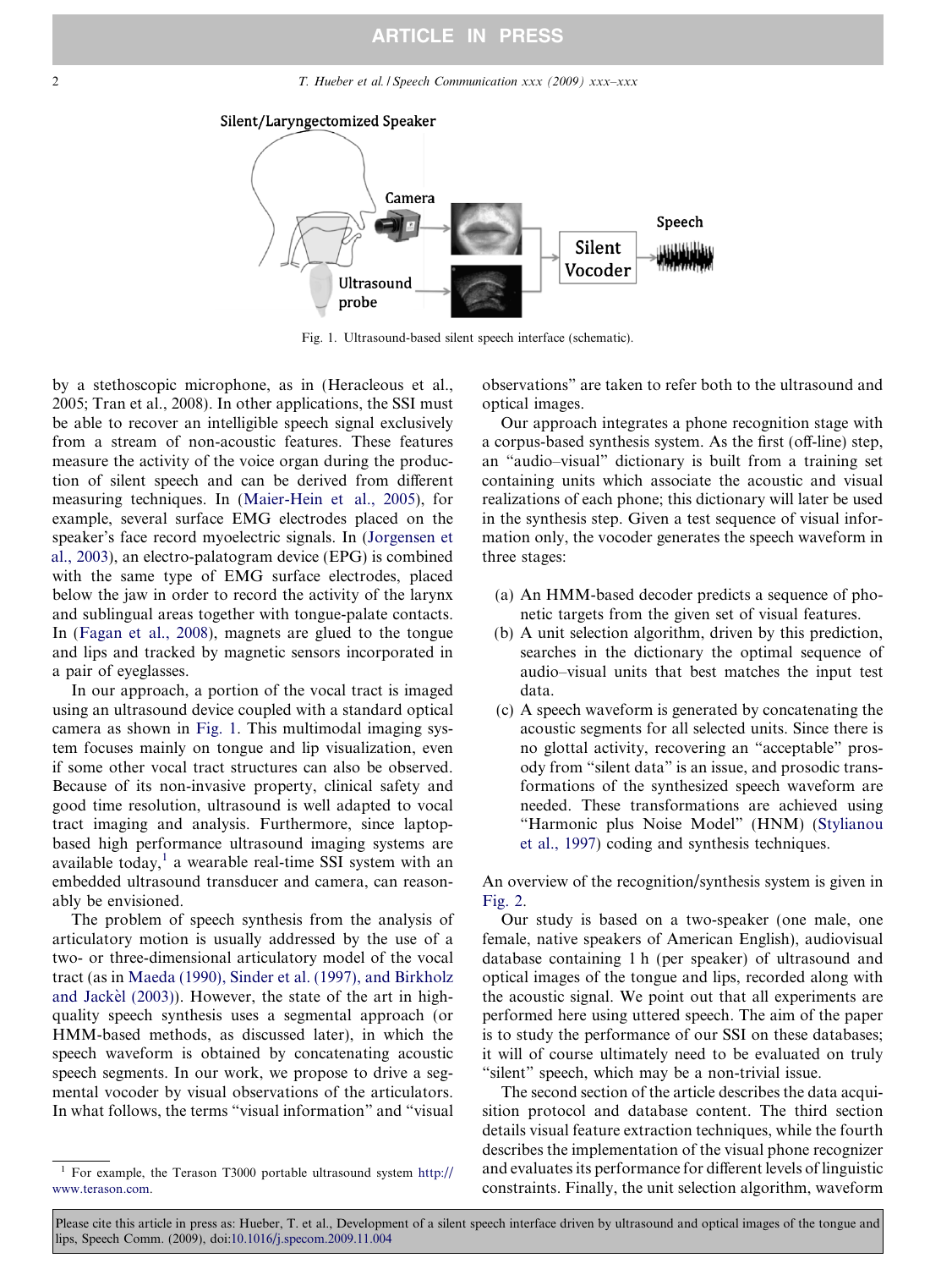Fig. 1. Ultrasound-based silent speech interface (schematic).

by a stethoscopic microphone, as in (Heracleous et al., 2005; Tran et al., 2008). In other applications, the SSI must be able to recover an intelligible speech signal exclusively from a stream of non-acoustic features. These features measure the activity of the voice organ during the production of silent speech and can be derived from different measuring techniques. In (Maier-Hein et al., 2005), for example, several surface EMG electrodes placed on the speaker's face record myoelectric signals. In (Jorgensen et al., 2003), an electro-palatogram device (EPG) is combined with the same type of EMG surface electrodes, placed below the jaw in order to record the activity of the larynx and sublingual areas together with tongue-palate contacts. In (Fagan et al., 2008), magnets are glued to the tongue and lips and tracked by magnetic sensors incorporated in a pair of eyeglasses.

In our approach, a portion of the vocal tract is imaged using an ultrasound device coupled with a standard optical camera as shown in Fig. 1. This multimodal imaging system focuses mainly on tongue and lip visualization, even if some other vocal tract structures can also be observed. Because of its non-invasive property, clinical safety and good time resolution, ultrasound is well adapted to vocal tract imaging and analysis. Furthermore, since laptop-based high performance ultrasound imaging systems are available today,[1] a wearable real-time SSI system with an embedded ultrasound transducer and camera, can reasonably be envisioned.

The problem of speech synthesis from the analysis of articulatory motion is usually addressed by the use of a two- or three-dimensional articulatory model of the vocal tract (as in Maeda (1990), Sinder et al. (1997), and Birkholz and Jackèl (2003)). However, the state of the art in high-quality speech synthesis uses a segmental approach (or HMM-based methods, as discussed later), in which the speech waveform is obtained by concatenating acoustic speech segments. In our work, we propose to drive a segmental vocoder by visual observations of the articulators. In what follows, the terms "visual information" and "visual observations" are taken to refer both to the ultrasound and optical images.

Our approach integrates a phone recognition stage with a corpus-based synthesis system. As the first (off-line) step, an "audio–visual" dictionary is built from a training set containing units which associate the acoustic and visual realizations of each phone; this dictionary will later be used in the synthesis step. Given a test sequence of visual information only, the vocoder generates the speech waveform in three stages:

(a) An HMM-based decoder predicts a sequence of phonetic targets from the given set of visual features.
(b) A unit selection algorithm, driven by this prediction, searches in the dictionary the optimal sequence of audio–visual units that best matches the input test data.
(c) A speech waveform is generated by concatenating the acoustic segments for all selected units. Since there is no glottal activity, recovering an "acceptable" prosody from "silent data" is an issue, and prosodic transformations of the synthesized speech waveform are needed. These transformations are achieved using "Harmonic plus Noise Model" (HNM) (Stylianou et al., 1997) coding and synthesis techniques.

An overview of the recognition/synthesis system is given in Fig. 2.

Our study is based on a two-speaker (one male, one female, native speakers of American English), audiovisual database containing 1 h (per speaker) of ultrasound and optical images of the tongue and lips, recorded along with the acoustic signal. We point out that all experiments are performed here using uttered speech. The aim of the paper is to study the performance of our SSI on these databases; it will of course ultimately need to be evaluated on truly "silent" speech, which may be a non-trivial issue.

The second section of the article describes the data acquisition protocol and database content. The third section details visual feature extraction techniques, while the fourth describes the implementation of the visual phone recognizer and evaluates its performance for different levels of linguistic constraints. Finally, the unit selection algorithm, waveform

[1] For example, the Terason T3000 portable ultrasound system http://www.terason.com.

Please cite this article in press as: Hueber, T. et al., Development of a silent speech interface driven by ultrasound and optical images of the tongue and lips, Speech Comm. (2009), doi:10.1016/j.specom.2009.11.004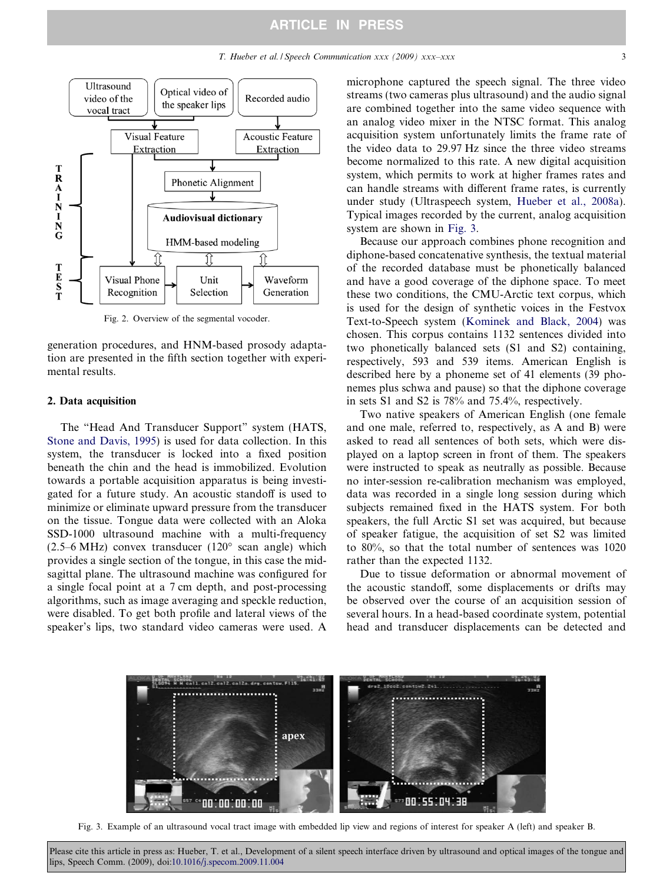Fig. 2. Overview of the segmental vocoder.

generation procedures, and HNM-based prosody adaptation are presented in the fifth section together with experimental results.

## 2. Data acquisition

The "Head And Transducer Support" system (HATS, Stone and Davis, 1995) is used for data collection. In this system, the transducer is locked into a fixed position beneath the chin and the head is immobilized. Evolution towards a portable acquisition apparatus is being investigated for a future study. An acoustic standoff is used to minimize or eliminate upward pressure from the transducer on the tissue. Tongue data were collected with an Aloka SSD-1000 ultrasound machine with a multi-frequency (2.5–6 MHz) convex transducer (120° scan angle) which provides a single section of the tongue, in this case the mid-sagittal plane. The ultrasound machine was configured for a single focal point at a 7 cm depth, and post-processing algorithms, such as image averaging and speckle reduction, were disabled. To get both profile and lateral views of the speaker's lips, two standard video cameras were used. A microphone captured the speech signal. The three video streams (two cameras plus ultrasound) and the audio signal are combined together into the same video sequence with an analog video mixer in the NTSC format. This analog acquisition system unfortunately limits the frame rate of the video data to 29.97 Hz since the three video streams become normalized to this rate. A new digital acquisition system, which permits to work at higher frames rates and can handle streams with different frame rates, is currently under study (Ultraspeech system, Hueber et al., 2008a). Typical images recorded by the current, analog acquisition system are shown in Fig. 3.

Because our approach combines phone recognition and diphone-based concatenative synthesis, the textual material of the recorded database must be phonetically balanced and have a good coverage of the diphone space. To meet these two conditions, the CMU-Arctic text corpus, which is used for the design of synthetic voices in the Festvox Text-to-Speech system (Kominek and Black, 2004) was chosen. This corpus contains 1132 sentences divided into two phonetically balanced sets (S1 and S2) containing, respectively, 593 and 539 items. American English is described here by a phoneme set of 41 elements (39 phonemes plus schwa and pause) so that the diphone coverage in sets S1 and S2 is 78% and 75.4%, respectively.

Two native speakers of American English (one female and one male, referred to, respectively, as A and B) were asked to read all sentences of both sets, which were displayed on a laptop screen in front of them. The speakers were instructed to speak as neutrally as possible. Because no inter-session re-calibration mechanism was employed, data was recorded in a single long session during which subjects remained fixed in the HATS system. For both speakers, the full Arctic S1 set was acquired, but because of speaker fatigue, the acquisition of set S2 was limited to 80%, so that the total number of sentences was 1020 rather than the expected 1132.

Due to tissue deformation or abnormal movement of the acoustic standoff, some displacements or drifts may be observed over the course of an acquisition session of several hours. In a head-based coordinate system, potential head and transducer displacements can be detected and

Fig. 3. Example of an ultrasound vocal tract image with embedded lip view and regions of interest for speaker A (left) and speaker B.

Please cite this article in press as: Hueber, T. et al., Development of a silent speech interface driven by ultrasound and optical images of the tongue and lips, Speech Comm. (2009), doi:10.1016/j.specom.2009.11.004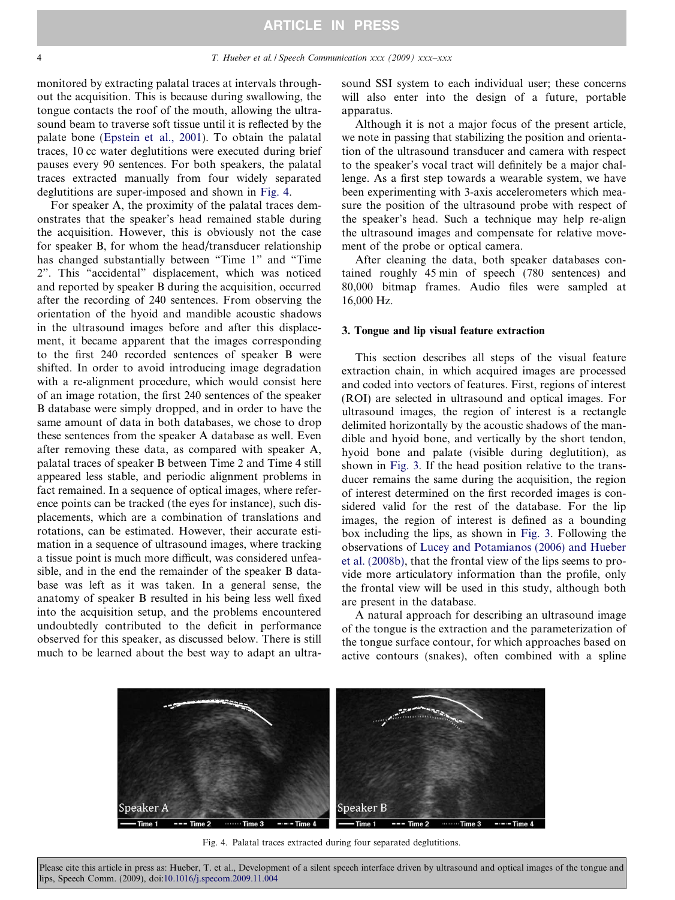monitored by extracting palatal traces at intervals throughout the acquisition. This is because during swallowing, the tongue contacts the roof of the mouth, allowing the ultrasound beam to traverse soft tissue until it is reflected by the palate bone (Epstein et al., 2001). To obtain the palatal traces, 10 cc water deglutitions were executed during brief pauses every 90 sentences. For both speakers, the palatal traces extracted manually from four widely separated deglutitions are super-imposed and shown in Fig. 4.

For speaker A, the proximity of the palatal traces demonstrates that the speaker's head remained stable during the acquisition. However, this is obviously not the case for speaker B, for whom the head/transducer relationship has changed substantially between "Time 1" and "Time 2". This "accidental" displacement, which was noticed and reported by speaker B during the acquisition, occurred after the recording of 240 sentences. From observing the orientation of the hyoid and mandible acoustic shadows in the ultrasound images before and after this displacement, it became apparent that the images corresponding to the first 240 recorded sentences of speaker B were shifted. In order to avoid introducing image degradation with a re-alignment procedure, which would consist here of an image rotation, the first 240 sentences of the speaker B database were simply dropped, and in order to have the same amount of data in both databases, we chose to drop these sentences from the speaker A database as well. Even after removing these data, as compared with speaker A, palatal traces of speaker B between Time 2 and Time 4 still appeared less stable, and periodic alignment problems in fact remained. In a sequence of optical images, where reference points can be tracked (the eyes for instance), such displacements, which are a combination of translations and rotations, can be estimated. However, their accurate estimation in a sequence of ultrasound images, where tracking a tissue point is much more difficult, was considered unfeasible, and in the end the remainder of the speaker B database was left as it was taken. In a general sense, the anatomy of speaker B resulted in his being less well fixed into the acquisition setup, and the problems encountered undoubtedly contributed to the deficit in performance observed for this speaker, as discussed below. There is still much to be learned about the best way to adapt an ultrasound SSI system to each individual user; these concerns will also enter into the design of a future, portable apparatus.

Although it is not a major focus of the present article, we note in passing that stabilizing the position and orientation of the ultrasound transducer and camera with respect to the speaker's vocal tract will definitely be a major challenge. As a first step towards a wearable system, we have been experimenting with 3-axis accelerometers which measure the position of the ultrasound probe with respect of the speaker's head. Such a technique may help re-align the ultrasound images and compensate for relative movement of the probe or optical camera.

After cleaning the data, both speaker databases contained roughly 45 min of speech (780 sentences) and 80,000 bitmap frames. Audio files were sampled at 16,000 Hz.

## 3. Tongue and lip visual feature extraction

This section describes all steps of the visual feature extraction chain, in which acquired images are processed and coded into vectors of features. First, regions of interest (ROI) are selected in ultrasound and optical images. For ultrasound images, the region of interest is a rectangle delimited horizontally by the acoustic shadows of the mandible and hyoid bone, and vertically by the short tendon, hyoid bone and palate (visible during deglutition), as shown in Fig. 3. If the head position relative to the transducer remains the same during the acquisition, the region of interest determined on the first recorded images is considered valid for the rest of the database. For the lip images, the region of interest is defined as a bounding box including the lips, as shown in Fig. 3. Following the observations of Lucey and Potamianos (2006) and Hueber et al. (2008b), that the frontal view of the lips seems to provide more articulatory information than the profile, only the frontal view will be used in this study, although both are present in the database.

A natural approach for describing an ultrasound image of the tongue is the extraction and the parameterization of the tongue surface contour, for which approaches based on active contours (snakes), often combined with a spline

Fig. 4. Palatal traces extracted during four separated deglutitions.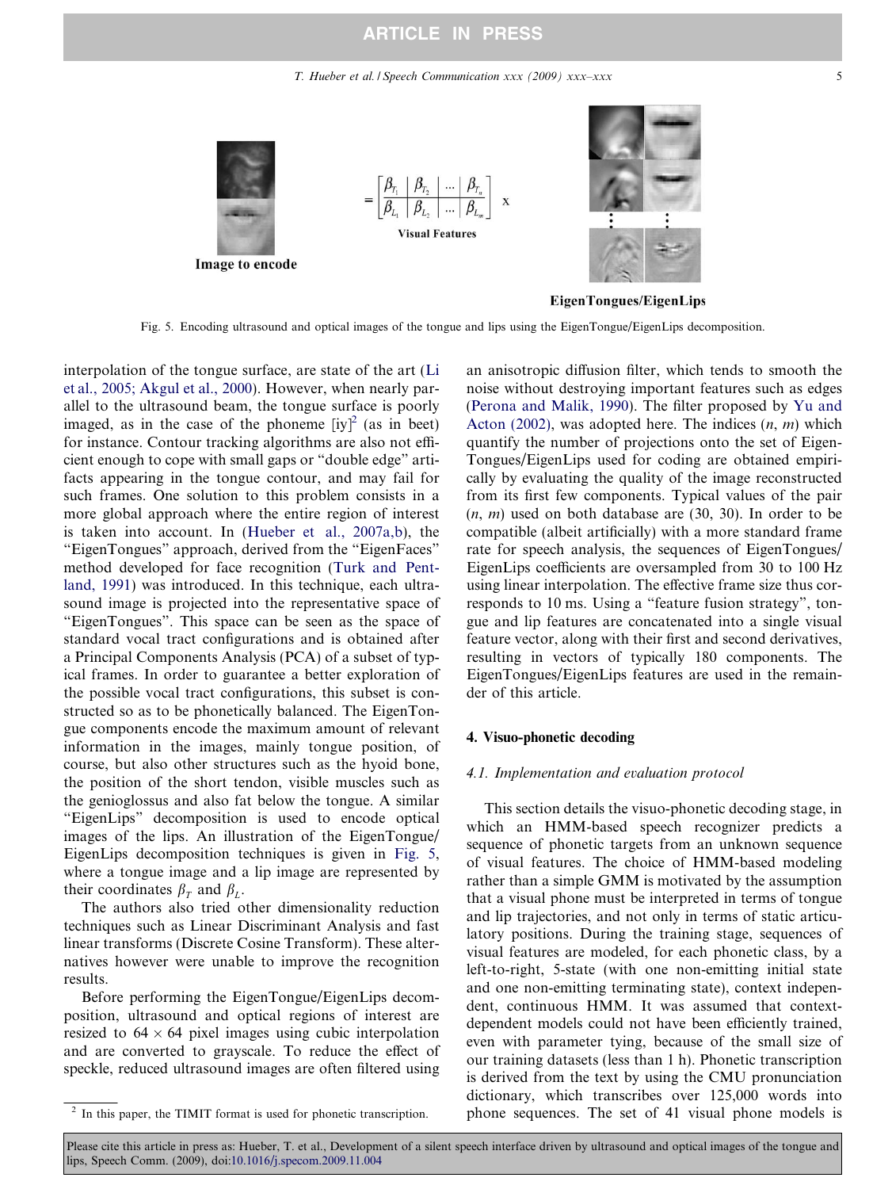$$= \begin{bmatrix} \beta_{T_1} & \beta_{T_2} & \cdots & \beta_{T_n} \\ \beta_{L_1} & \beta_{L_2} & \cdots & \beta_{L_m} \end{bmatrix} \text{ x}$$

Image to encode

Visual Features

EigenTongues/EigenLips

Fig. 5. Encoding ultrasound and optical images of the tongue and lips using the EigenTongue/EigenLips decomposition.

interpolation of the tongue surface, are state of the art (Li et al., 2005; Akgul et al., 2000). However, when nearly parallel to the ultrasound beam, the tongue surface is poorly imaged, as in the case of the phoneme [iy][2] (as in beet) for instance. Contour tracking algorithms are also not efficient enough to cope with small gaps or "double edge" artifacts appearing in the tongue contour, and may fail for such frames. One solution to this problem consists in a more global approach where the entire region of interest is taken into account. In (Hueber et al., 2007a,b), the "EigenTongues" approach, derived from the "EigenFaces" method developed for face recognition (Turk and Pentland, 1991) was introduced. In this technique, each ultrasound image is projected into the representative space of "EigenTongues". This space can be seen as the space of standard vocal tract configurations and is obtained after a Principal Components Analysis (PCA) of a subset of typical frames. In order to guarantee a better exploration of the possible vocal tract configurations, this subset is constructed so as to be phonetically balanced. The EigenTongue components encode the maximum amount of relevant information in the images, mainly tongue position, of course, but also other structures such as the hyoid bone, the position of the short tendon, visible muscles such as the genioglossus and also fat below the tongue. A similar "EigenLips" decomposition is used to encode optical images of the lips. An illustration of the EigenTongue/EigenLips decomposition techniques is given in Fig. 5, where a tongue image and a lip image are represented by their coordinates $\beta_T$ and $\beta_L$.

The authors also tried other dimensionality reduction techniques such as Linear Discriminant Analysis and fast linear transforms (Discrete Cosine Transform). These alternatives however were unable to improve the recognition results.

Before performing the EigenTongue/EigenLips decomposition, ultrasound and optical regions of interest are resized to $64 \times 64$ pixel images using cubic interpolation and are converted to grayscale. To reduce the effect of speckle, reduced ultrasound images are often filtered using an anisotropic diffusion filter, which tends to smooth the noise without destroying important features such as edges (Perona and Malik, 1990). The filter proposed by Yu and Acton (2002), was adopted here. The indices ($n$, $m$) which quantify the number of projections onto the set of EigenTongues/EigenLips used for coding are obtained empirically by evaluating the quality of the image reconstructed from its first few components. Typical values of the pair ($n$, $m$) used on both database are (30, 30). In order to be compatible (albeit artificially) with a more standard frame rate for speech analysis, the sequences of EigenTongues/EigenLips coefficients are oversampled from 30 to 100 Hz using linear interpolation. The effective frame size thus corresponds to 10 ms. Using a "feature fusion strategy", tongue and lip features are concatenated into a single visual feature vector, along with their first and second derivatives, resulting in vectors of typically 180 components. The EigenTongues/EigenLips features are used in the remainder of this article.

## 4. Visuo-phonetic decoding

### *4.1. Implementation and evaluation protocol*

This section details the visuo-phonetic decoding stage, in which an HMM-based speech recognizer predicts a sequence of phonetic targets from an unknown sequence of visual features. The choice of HMM-based modeling rather than a simple GMM is motivated by the assumption that a visual phone must be interpreted in terms of tongue and lip trajectories, and not only in terms of static articulatory positions. During the training stage, sequences of visual features are modeled, for each phonetic class, by a left-to-right, 5-state (with one non-emitting initial state and one non-emitting terminating state), context independent, continuous HMM. It was assumed that context-dependent models could not have been efficiently trained, even with parameter tying, because of the small size of our training datasets (less than 1 h). Phonetic transcription is derived from the text by using the CMU pronunciation dictionary, which transcribes over 125,000 words into phone sequences. The set of 41 visual phone models is

[2] In this paper, the TIMIT format is used for phonetic transcription.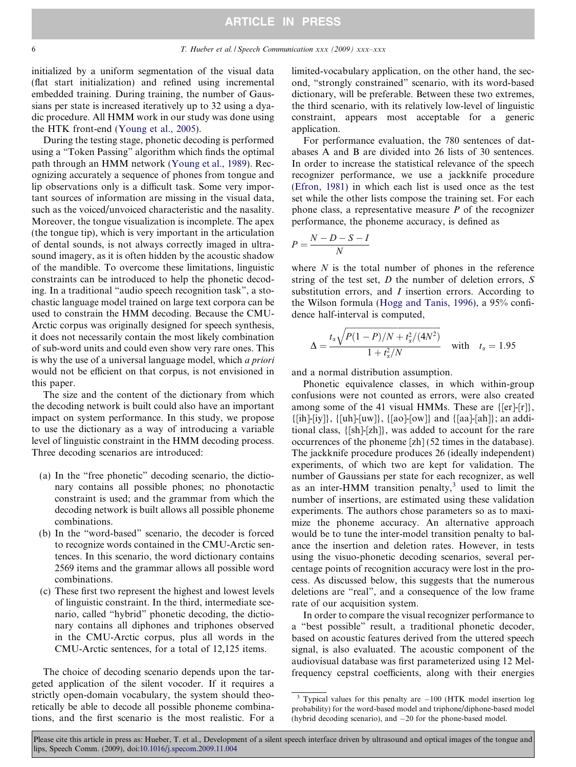initialized by a uniform segmentation of the visual data (flat start initialization) and refined using incremental embedded training. During training, the number of Gaussians per state is increased iteratively up to 32 using a dyadic procedure. All HMM work in our study was done using the HTK front-end (Young et al., 2005).

During the testing stage, phonetic decoding is performed using a "Token Passing" algorithm which finds the optimal path through an HMM network (Young et al., 1989). Recognizing accurately a sequence of phones from tongue and lip observations only is a difficult task. Some very important sources of information are missing in the visual data, such as the voiced/unvoiced characteristic and the nasality. Moreover, the tongue visualization is incomplete. The apex (the tongue tip), which is very important in the articulation of dental sounds, is not always correctly imaged in ultrasound imagery, as it is often hidden by the acoustic shadow of the mandible. To overcome these limitations, linguistic constraints can be introduced to help the phonetic decoding. In a traditional "audio speech recognition task", a stochastic language model trained on large text corpora can be used to constrain the HMM decoding. Because the CMU-Arctic corpus was originally designed for speech synthesis, it does not necessarily contain the most likely combination of sub-word units and could even show very rare ones. This is why the use of a universal language model, which *a priori* would not be efficient on that corpus, is not envisioned in this paper.

The size and the content of the dictionary from which the decoding network is built could also have an important impact on system performance. In this study, we propose to use the dictionary as a way of introducing a variable level of linguistic constraint in the HMM decoding process. Three decoding scenarios are introduced:

(a) In the "free phonetic" decoding scenario, the dictionary contains all possible phones; no phonotactic constraint is used; and the grammar from which the decoding network is built allows all possible phoneme combinations.
(b) In the "word-based" scenario, the decoder is forced to recognize words contained in the CMU-Arctic sentences. In this scenario, the word dictionary contains 2569 items and the grammar allows all possible word combinations.
(c) These first two represent the highest and lowest levels of linguistic constraint. In the third, intermediate scenario, called "hybrid" phonetic decoding, the dictionary contains all diphones and triphones observed in the CMU-Arctic corpus, plus all words in the CMU-Arctic sentences, for a total of 12,125 items.

The choice of decoding scenario depends upon the targeted application of the silent vocoder. If it requires a strictly open-domain vocabulary, the system should theoretically be able to decode all possible phoneme combinations, and the first scenario is the most realistic. For a limited-vocabulary application, on the other hand, the second, "strongly constrained" scenario, with its word-based dictionary, will be preferable. Between these two extremes, the third scenario, with its relatively low-level of linguistic constraint, appears most acceptable for a generic application.

For performance evaluation, the 780 sentences of databases A and B are divided into 26 lists of 30 sentences. In order to increase the statistical relevance of the speech recognizer performance, we use a jackknife procedure (Efron, 1981) in which each list is used once as the test set while the other lists compose the training set. For each phone class, a representative measure $P$ of the recognizer performance, the phoneme accuracy, is defined as

$$P = \frac{N - D - S - I}{N}$$

where $N$ is the total number of phones in the reference string of the test set, $D$ the number of deletion errors, $S$ substitution errors, and $I$ insertion errors. According to the Wilson formula (Hogg and Tanis, 1996), a 95% confidence half-interval is computed,

$$\Delta = \frac{t_\alpha \sqrt{P(1-P)/N + t_\alpha^2/(4N^2)}}{1 + t_\alpha^2/N} \quad \text{with} \quad t_\alpha = 1.95$$

and a normal distribution assumption.

Phonetic equivalence classes, in which within-group confusions were not counted as errors, were also created among some of the 41 visual HMMs. These are {[er]-[r]}, {[ih]-[iy]}, {[uh]-[uw]}, {[ao]-[ow]} and {[aa]-[ah]}; an additional class, {[sh]-[zh]}, was added to account for the rare occurrences of the phoneme [zh] (52 times in the database). The jackknife procedure produces 26 (ideally independent) experiments, of which two are kept for validation. The number of Gaussians per state for each recognizer, as well as an inter-HMM transition penalty,[3] used to limit the number of insertions, are estimated using these validation experiments. The authors chose parameters so as to maximize the phoneme accuracy. An alternative approach would be to tune the inter-model transition penalty to balance the insertion and deletion rates. However, in tests using the visuo-phonetic decoding scenarios, several percentage points of recognition accuracy were lost in the process. As discussed below, this suggests that the numerous deletions are "real", and a consequence of the low frame rate of our acquisition system.

In order to compare the visual recognizer performance to a "best possible" result, a traditional phonetic decoder, based on acoustic features derived from the uttered speech signal, is also evaluated. The acoustic component of the audiovisual database was first parameterized using 12 Mel-frequency cepstral coefficients, along with their energies

[3] Typical values for this penalty are −100 (HTK model insertion log probability) for the word-based model and triphone/diphone-based model (hybrid decoding scenario), and −20 for the phone-based model.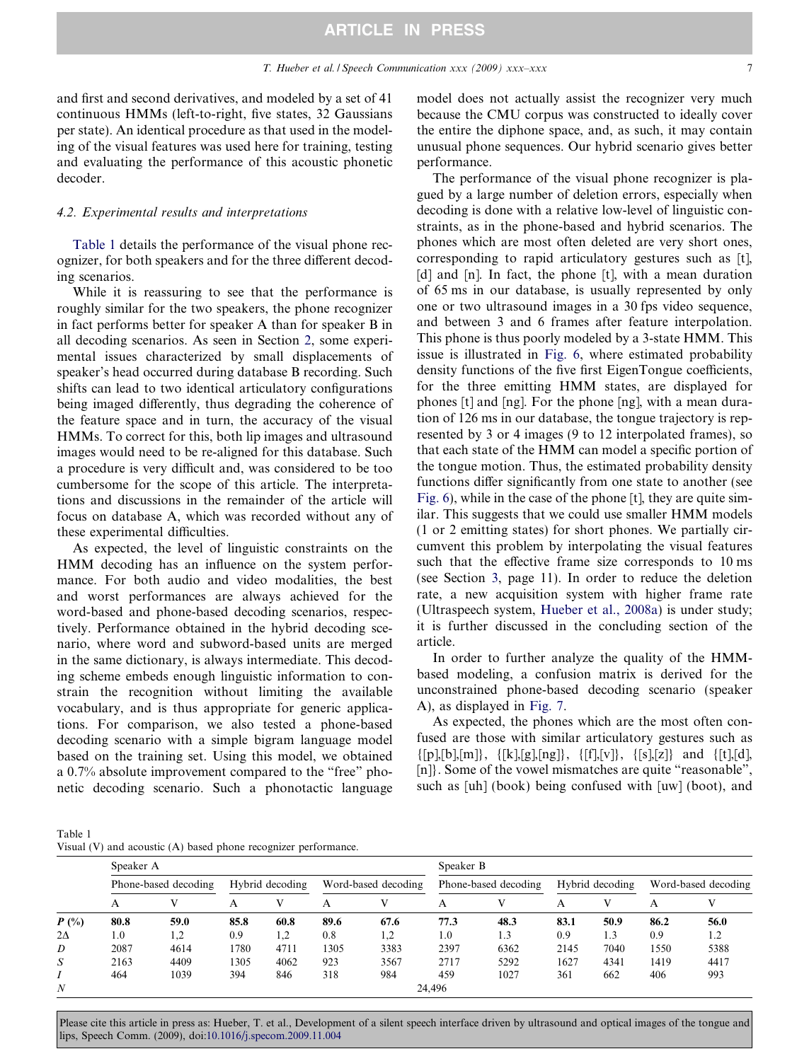and first and second derivatives, and modeled by a set of 41 continuous HMMs (left-to-right, five states, 32 Gaussians per state). An identical procedure as that used in the modeling of the visual features was used here for training, testing and evaluating the performance of this acoustic phonetic decoder.

### 4.2. Experimental results and interpretations

Table 1 details the performance of the visual phone recognizer, for both speakers and for the three different decoding scenarios.

While it is reassuring to see that the performance is roughly similar for the two speakers, the phone recognizer in fact performs better for speaker A than for speaker B in all decoding scenarios. As seen in Section 2, some experimental issues characterized by small displacements of speaker's head occurred during database B recording. Such shifts can lead to two identical articulatory configurations being imaged differently, thus degrading the coherence of the feature space and in turn, the accuracy of the visual HMMs. To correct for this, both lip images and ultrasound images would need to be re-aligned for this database. Such a procedure is very difficult and, was considered to be too cumbersome for the scope of this article. The interpretations and discussions in the remainder of the article will focus on database A, which was recorded without any of these experimental difficulties.

As expected, the level of linguistic constraints on the HMM decoding has an influence on the system performance. For both audio and video modalities, the best and worst performances are always achieved for the word-based and phone-based decoding scenarios, respectively. Performance obtained in the hybrid decoding scenario, where word and subword-based units are merged in the same dictionary, is always intermediate. This decoding scheme embeds enough linguistic information to constrain the recognition without limiting the available vocabulary, and is thus appropriate for generic applications. For comparison, we also tested a phone-based decoding scenario with a simple bigram language model based on the training set. Using this model, we obtained a 0.7% absolute improvement compared to the "free" phonetic decoding scenario. Such a phonotactic language model does not actually assist the recognizer very much because the CMU corpus was constructed to ideally cover the entire the diphone space, and, as such, it may contain unusual phone sequences. Our hybrid scenario gives better performance.

The performance of the visual phone recognizer is plagued by a large number of deletion errors, especially when decoding is done with a relative low-level of linguistic constraints, as in the phone-based and hybrid scenarios. The phones which are most often deleted are very short ones, corresponding to rapid articulatory gestures such as [t], [d] and [n]. In fact, the phone [t], with a mean duration of 65 ms in our database, is usually represented by only one or two ultrasound images in a 30 fps video sequence, and between 3 and 6 frames after feature interpolation. This phone is thus poorly modeled by a 3-state HMM. This issue is illustrated in Fig. 6, where estimated probability density functions of the five first EigenTongue coefficients, for the three emitting HMM states, are displayed for phones [t] and [ng]. For the phone [ng], with a mean duration of 126 ms in our database, the tongue trajectory is represented by 3 or 4 images (9 to 12 interpolated frames), so that each state of the HMM can model a specific portion of the tongue motion. Thus, the estimated probability density functions differ significantly from one state to another (see Fig. 6), while in the case of the phone [t], they are quite similar. This suggests that we could use smaller HMM models (1 or 2 emitting states) for short phones. We partially circumvent this problem by interpolating the visual features such that the effective frame size corresponds to 10 ms (see Section 3, page 11). In order to reduce the deletion rate, a new acquisition system with higher frame rate (Ultraspeech system, Hueber et al., 2008a) is under study; it is further discussed in the concluding section of the article.

In order to further analyze the quality of the HMM-based modeling, a confusion matrix is derived for the unconstrained phone-based decoding scenario (speaker A), as displayed in Fig. 7.

As expected, the phones which are the most often confused are those with similar articulatory gestures such as {[p],[b],[m]}, {[k],[g],[ng]}, {[f],[v]}, {[s],[z]} and {[t],[d],[n]}. Some of the vowel mismatches are quite "reasonable", such as [uh] (book) being confused with [uw] (boot), and

Table 1
Visual (V) and acoustic (A) based phone recognizer performance.

| | Speaker A | | | | | | Speaker B | | | | | |
|---|---|---|---|---|---|---|---|---|---|---|---|---|
| | Phone-based decoding | | Hybrid decoding | | Word-based decoding | | Phone-based decoding | | Hybrid decoding | | Word-based decoding | |
| | A | V | A | V | A | V | A | V | A | V | A | V |
| ***P* (%)** | **80.8** | **59.0** | **85.8** | **60.8** | **89.6** | **67.6** | **77.3** | **48.3** | **83.1** | **50.9** | **86.2** | **56.0** |
| $2\Delta$ | 1.0 | 1,2 | 0.9 | 1,2 | 0.8 | 1,2 | 1.0 | 1.3 | 0.9 | 1.3 | 0.9 | 1.2 |
| *D* | 2087 | 4614 | 1780 | 4711 | 1305 | 3383 | 2397 | 6362 | 2145 | 7040 | 1550 | 5388 |
| *S* | 2163 | 4409 | 1305 | 4062 | 923 | 3567 | 2717 | 5292 | 1627 | 4341 | 1419 | 4417 |
| *I* | 464 | 1039 | 394 | 846 | 318 | 984 | 459 | 1027 | 361 | 662 | 406 | 993 |
| *N* | 24,496 | | | | | | | | | | | |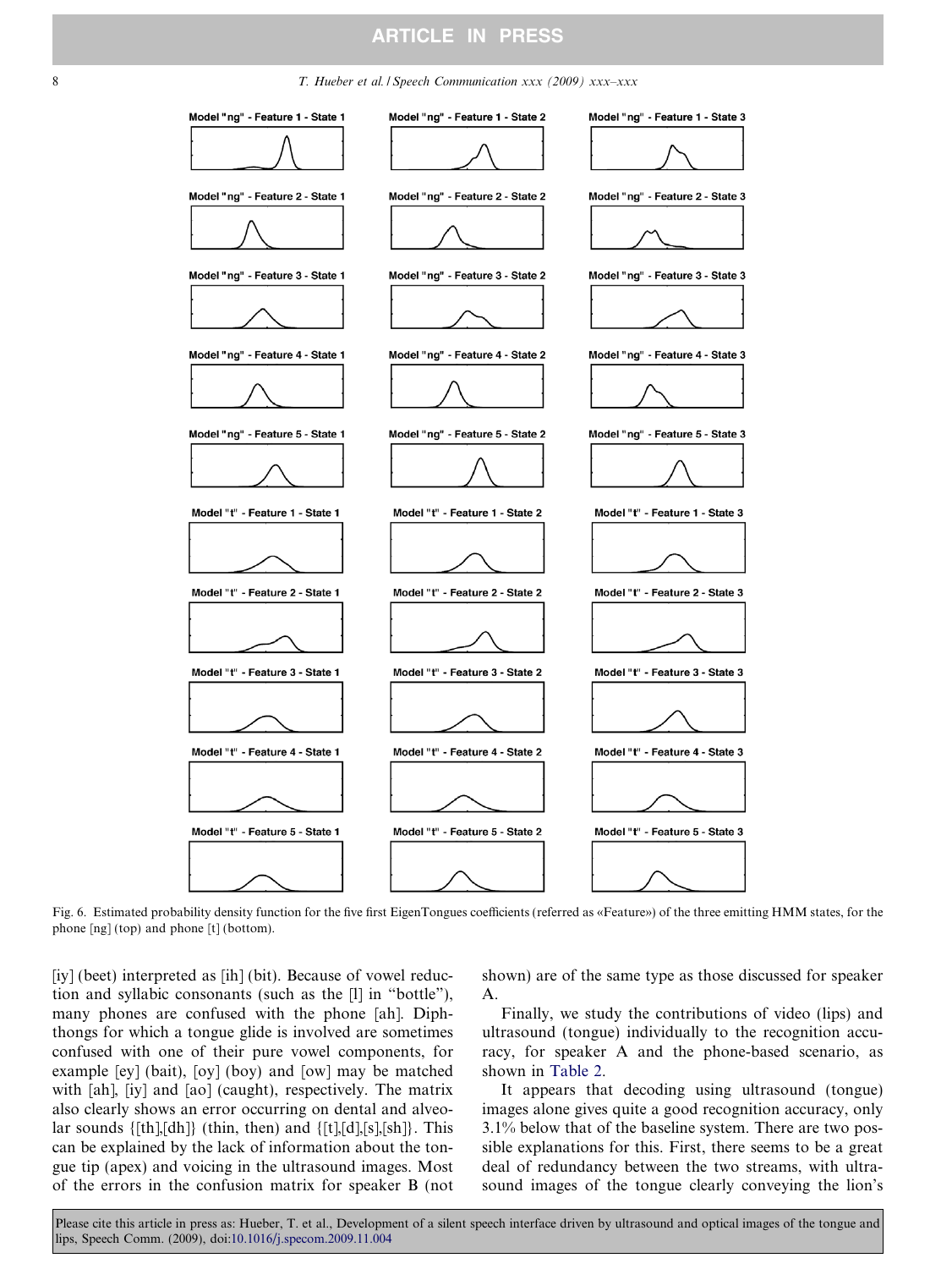Fig. 6. Estimated probability density function for the five first EigenTongues coefficients (referred as «Feature») of the three emitting HMM states, for the phone [ng] (top) and phone [t] (bottom).

[iy] (beet) interpreted as [ih] (bit). Because of vowel reduction and syllabic consonants (such as the [l] in "bottle"), many phones are confused with the phone [ah]. Diphthongs for which a tongue glide is involved are sometimes confused with one of their pure vowel components, for example [ey] (bait), [oy] (boy) and [ow] may be matched with [ah], [iy] and [ao] (caught), respectively. The matrix also clearly shows an error occurring on dental and alveolar sounds {[th],[dh]} (thin, then) and {[t],[d],[s],[sh]}. This can be explained by the lack of information about the tongue tip (apex) and voicing in the ultrasound images. Most of the errors in the confusion matrix for speaker B (not shown) are of the same type as those discussed for speaker A.

Finally, we study the contributions of video (lips) and ultrasound (tongue) individually to the recognition accuracy, for speaker A and the phone-based scenario, as shown in Table 2.

It appears that decoding using ultrasound (tongue) images alone gives quite a good recognition accuracy, only 3.1% below that of the baseline system. There are two possible explanations for this. First, there seems to be a great deal of redundancy between the two streams, with ultrasound images of the tongue clearly conveying the lion's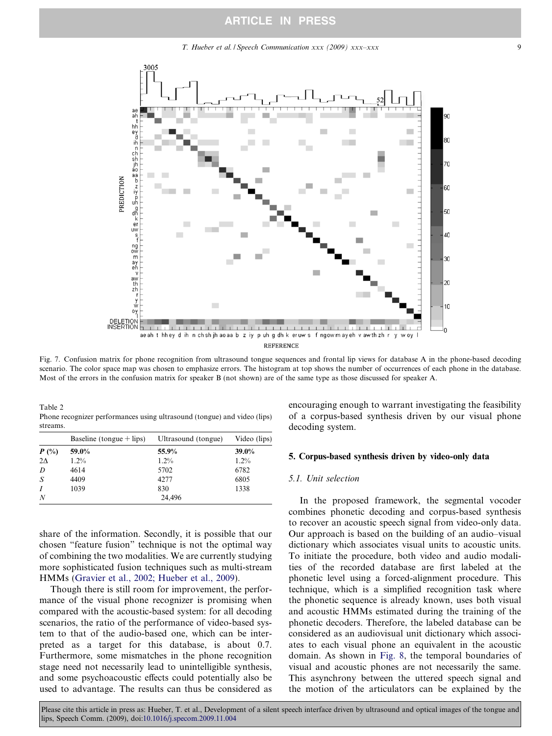Fig. 7. Confusion matrix for phone recognition from ultrasound tongue sequences and frontal lip views for database A in the phone-based decoding scenario. The color space map was chosen to emphasize errors. The histogram at top shows the number of occurrences of each phone in the database. Most of the errors in the confusion matrix for speaker B (not shown) are of the same type as those discussed for speaker A.

Table 2
Phone recognizer performances using ultrasound (tongue) and video (lips) streams.

| | Baseline (tongue + lips) | Ultrasound (tongue) | Video (lips) |
|---|---|---|---|
| ***P* (%)** | **59.0%** | **55.9%** | **39.0%** |
| $2\Delta$ | 1.2% | 1.2% | 1.2% |
| *D* | 4614 | 5702 | 6782 |
| *S* | 4409 | 4277 | 6805 |
| *I* | 1039 | 830 | 1338 |
| *N* | | 24,496 | |

share of the information. Secondly, it is possible that our chosen "feature fusion" technique is not the optimal way of combining the two modalities. We are currently studying more sophisticated fusion techniques such as multi-stream HMMs (Gravier et al., 2002; Hueber et al., 2009).

Though there is still room for improvement, the performance of the visual phone recognizer is promising when compared with the acoustic-based system: for all decoding scenarios, the ratio of the performance of video-based system to that of the audio-based one, which can be interpreted as a target for this database, is about 0.7. Furthermore, some mismatches in the phone recognition stage need not necessarily lead to unintelligible synthesis, and some psychoacoustic effects could potentially also be used to advantage. The results can thus be considered as encouraging enough to warrant investigating the feasibility of a corpus-based synthesis driven by our visual phone decoding system.

## 5. Corpus-based synthesis driven by video-only data

### 5.1. Unit selection

In the proposed framework, the segmental vocoder combines phonetic decoding and corpus-based synthesis to recover an acoustic speech signal from video-only data. Our approach is based on the building of an audio–visual dictionary which associates visual units to acoustic units. To initiate the procedure, both video and audio modalities of the recorded database are first labeled at the phonetic level using a forced-alignment procedure. This technique, which is a simplified recognition task where the phonetic sequence is already known, uses both visual and acoustic HMMs estimated during the training of the phonetic decoders. Therefore, the labeled database can be considered as an audiovisual unit dictionary which associates to each visual phone an equivalent in the acoustic domain. As shown in Fig. 8, the temporal boundaries of visual and acoustic phones are not necessarily the same. This asynchrony between the uttered speech signal and the motion of the articulators can be explained by the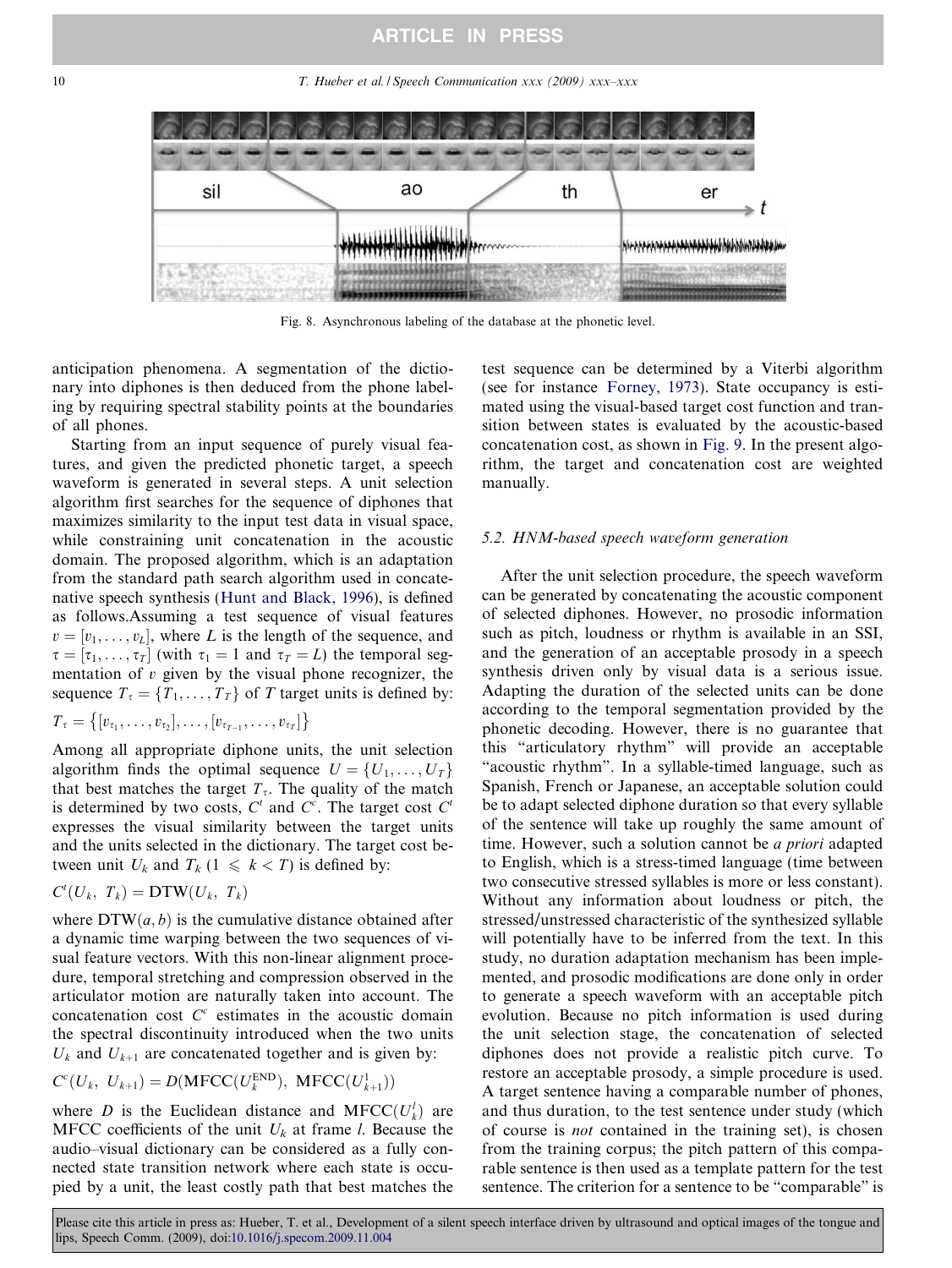Fig. 8. Asynchronous labeling of the database at the phonetic level.

anticipation phenomena. A segmentation of the dictionary into diphones is then deduced from the phone labeling by requiring spectral stability points at the boundaries of all phones.

Starting from an input sequence of purely visual features, and given the predicted phonetic target, a speech waveform is generated in several steps. A unit selection algorithm first searches for the sequence of diphones that maximizes similarity to the input test data in visual space, while constraining unit concatenation in the acoustic domain. The proposed algorithm, which is an adaptation from the standard path search algorithm used in concatenative speech synthesis (Hunt and Black, 1996), is defined as follows.Assuming a test sequence of visual features $v = [v_1, \ldots, v_L]$, where $L$ is the length of the sequence, and $\tau = [\tau_1, \ldots, \tau_T]$ (with $\tau_1 = 1$ and $\tau_T = L$) the temporal segmentation of $v$ given by the visual phone recognizer, the sequence $T_\tau = \{T_1, \ldots, T_T\}$ of $T$ target units is defined by:

$$T_\tau = \left\{[v_{\tau_1}, \ldots, v_{\tau_2}], \ldots, [v_{\tau_{T-1}}, \ldots, v_{\tau_T}]\right\}$$

Among all appropriate diphone units, the unit selection algorithm finds the optimal sequence $U = \{U_1, \ldots, U_T\}$ that best matches the target $T_\tau$. The quality of the match is determined by two costs, $C^t$ and $C^c$. The target cost $C^t$ expresses the visual similarity between the target units and the units selected in the dictionary. The target cost between unit $U_k$ and $T_k$ $(1 \leqslant k < T)$ is defined by:

$$C^t(U_k,\ T_k) = \mathrm{DTW}(U_k,\ T_k)$$

where $\mathrm{DTW}(a, b)$ is the cumulative distance obtained after a dynamic time warping between the two sequences of visual feature vectors. With this non-linear alignment procedure, temporal stretching and compression observed in the articulator motion are naturally taken into account. The concatenation cost $C^c$ estimates in the acoustic domain the spectral discontinuity introduced when the two units $U_k$ and $U_{k+1}$ are concatenated together and is given by:

$$C^c(U_k,\ U_{k+1}) = D(\mathrm{MFCC}(U_k^{\mathrm{END}}),\ \mathrm{MFCC}(U_{k+1}^1))$$

where $D$ is the Euclidean distance and $\mathrm{MFCC}(U_k^l)$ are MFCC coefficients of the unit $U_k$ at frame $l$. Because the audio–visual dictionary can be considered as a fully connected state transition network where each state is occupied by a unit, the least costly path that best matches the test sequence can be determined by a Viterbi algorithm (see for instance Forney, 1973). State occupancy is estimated using the visual-based target cost function and transition between states is evaluated by the acoustic-based concatenation cost, as shown in Fig. 9. In the present algorithm, the target and concatenation cost are weighted manually.

### 5.2. HNM-based speech waveform generation

After the unit selection procedure, the speech waveform can be generated by concatenating the acoustic component of selected diphones. However, no prosodic information such as pitch, loudness or rhythm is available in an SSI, and the generation of an acceptable prosody in a speech synthesis driven only by visual data is a serious issue. Adapting the duration of the selected units can be done according to the temporal segmentation provided by the phonetic decoding. However, there is no guarantee that this "articulatory rhythm" will provide an acceptable "acoustic rhythm". In a syllable-timed language, such as Spanish, French or Japanese, an acceptable solution could be to adapt selected diphone duration so that every syllable of the sentence will take up roughly the same amount of time. However, such a solution cannot be *a priori* adapted to English, which is a stress-timed language (time between two consecutive stressed syllables is more or less constant). Without any information about loudness or pitch, the stressed/unstressed characteristic of the synthesized syllable will potentially have to be inferred from the text. In this study, no duration adaptation mechanism has been implemented, and prosodic modifications are done only in order to generate a speech waveform with an acceptable pitch evolution. Because no pitch information is used during the unit selection stage, the concatenation of selected diphones does not provide a realistic pitch curve. To restore an acceptable prosody, a simple procedure is used. A target sentence having a comparable number of phones, and thus duration, to the test sentence under study (which of course is *not* contained in the training set), is chosen from the training corpus; the pitch pattern of this comparable sentence is then used as a template pattern for the test sentence. The criterion for a sentence to be "comparable" is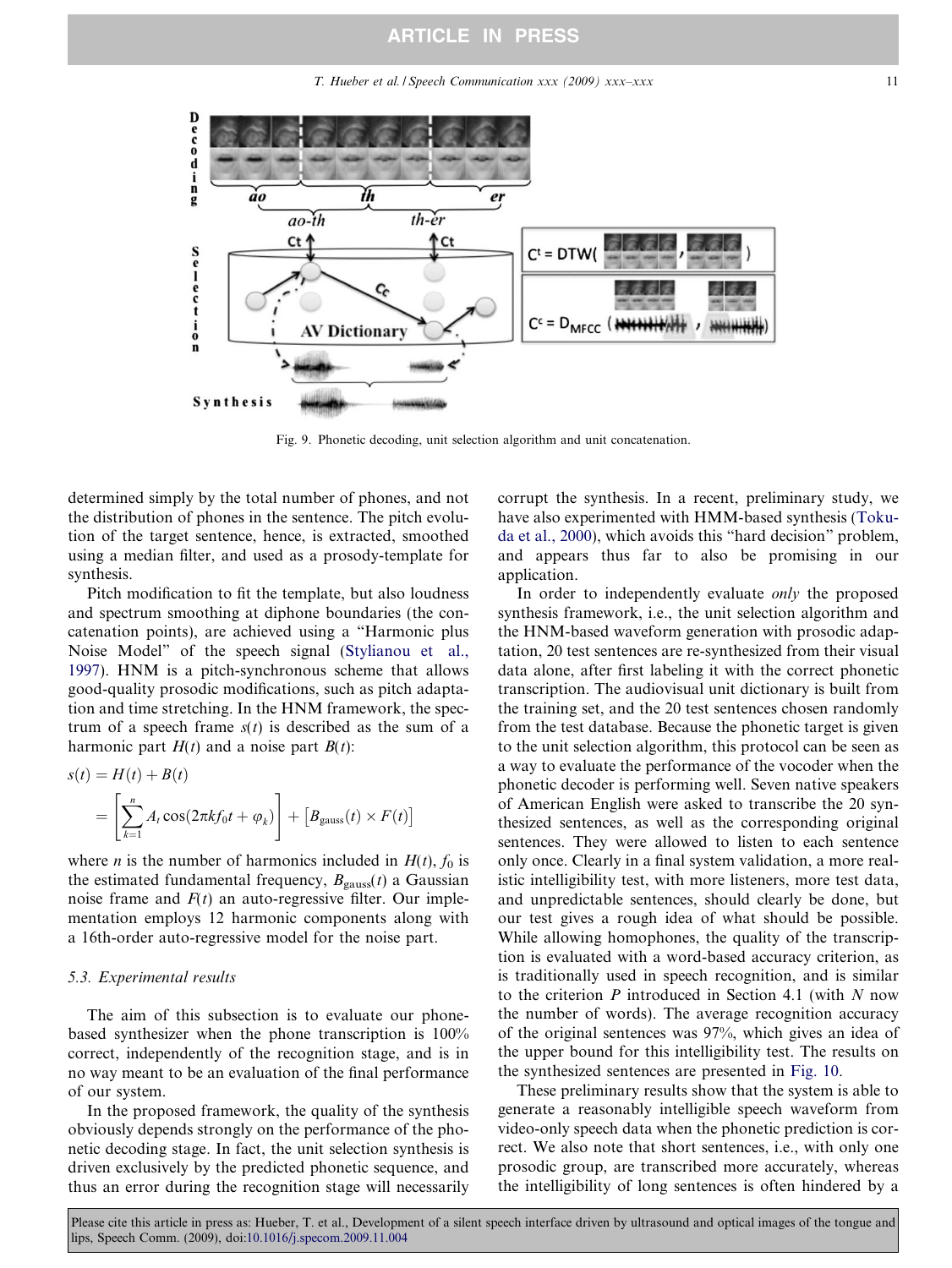Fig. 9. Phonetic decoding, unit selection algorithm and unit concatenation.

determined simply by the total number of phones, and not the distribution of phones in the sentence. The pitch evolution of the target sentence, hence, is extracted, smoothed using a median filter, and used as a prosody-template for synthesis.

Pitch modification to fit the template, but also loudness and spectrum smoothing at diphone boundaries (the concatenation points), are achieved using a "Harmonic plus Noise Model" of the speech signal (Stylianou et al., 1997). HNM is a pitch-synchronous scheme that allows good-quality prosodic modifications, such as pitch adaptation and time stretching. In the HNM framework, the spectrum of a speech frame $s(t)$ is described as the sum of a harmonic part $H(t)$ and a noise part $B(t)$:

$$
\begin{aligned}
s(t) &= H(t) + B(t) \\
&= \left[\sum_{k=1}^{n} A_t \cos(2\pi k f_0 t + \varphi_k)\right] + \left[B_{\text{gauss}}(t) \times F(t)\right]
\end{aligned}
$$

where $n$ is the number of harmonics included in $H(t)$, $f_0$ is the estimated fundamental frequency, $B_{\text{gauss}}(t)$ a Gaussian noise frame and $F(t)$ an auto-regressive filter. Our implementation employs 12 harmonic components along with a 16th-order auto-regressive model for the noise part.

### 5.3. Experimental results

The aim of this subsection is to evaluate our phone-based synthesizer when the phone transcription is 100% correct, independently of the recognition stage, and is in no way meant to be an evaluation of the final performance of our system.

In the proposed framework, the quality of the synthesis obviously depends strongly on the performance of the phonetic decoding stage. In fact, the unit selection synthesis is driven exclusively by the predicted phonetic sequence, and thus an error during the recognition stage will necessarily corrupt the synthesis. In a recent, preliminary study, we have also experimented with HMM-based synthesis (Tokuda et al., 2000), which avoids this "hard decision" problem, and appears thus far to also be promising in our application.

In order to independently evaluate *only* the proposed synthesis framework, i.e., the unit selection algorithm and the HNM-based waveform generation with prosodic adaptation, 20 test sentences are re-synthesized from their visual data alone, after first labeling it with the correct phonetic transcription. The audiovisual unit dictionary is built from the training set, and the 20 test sentences chosen randomly from the test database. Because the phonetic target is given to the unit selection algorithm, this protocol can be seen as a way to evaluate the performance of the vocoder when the phonetic decoder is performing well. Seven native speakers of American English were asked to transcribe the 20 synthesized sentences, as well as the corresponding original sentences. They were allowed to listen to each sentence only once. Clearly in a final system validation, a more realistic intelligibility test, with more listeners, more test data, and unpredictable sentences, should clearly be done, but our test gives a rough idea of what should be possible. While allowing homophones, the quality of the transcription is evaluated with a word-based accuracy criterion, as is traditionally used in speech recognition, and is similar to the criterion $P$ introduced in Section 4.1 (with $N$ now the number of words). The average recognition accuracy of the original sentences was 97%, which gives an idea of the upper bound for this intelligibility test. The results on the synthesized sentences are presented in Fig. 10.

These preliminary results show that the system is able to generate a reasonably intelligible speech waveform from video-only speech data when the phonetic prediction is correct. We also note that short sentences, i.e., with only one prosodic group, are transcribed more accurately, whereas the intelligibility of long sentences is often hindered by a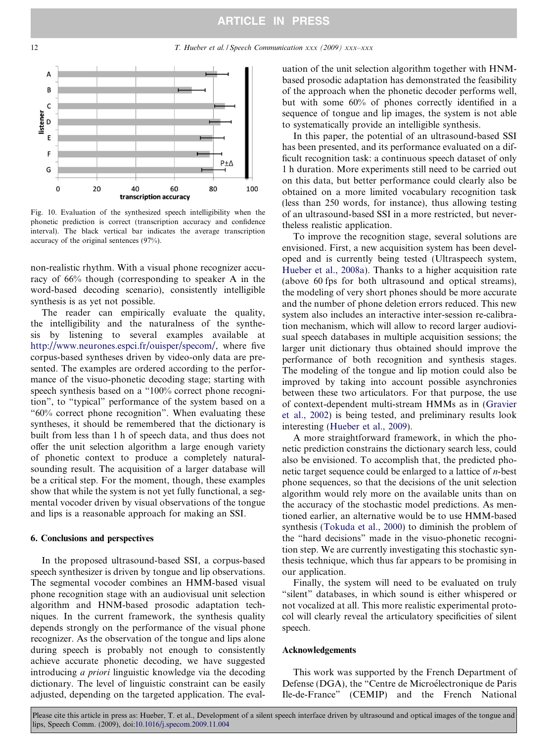Fig. 10. Evaluation of the synthesized speech intelligibility when the phonetic prediction is correct (transcription accuracy and confidence interval). The black vertical bar indicates the average transcription accuracy of the original sentences (97%).

non-realistic rhythm. With a visual phone recognizer accuracy of 66% though (corresponding to speaker A in the word-based decoding scenario), consistently intelligible synthesis is as yet not possible.

The reader can empirically evaluate the quality, the intelligibility and the naturalness of the synthesis by listening to several examples available at http://www.neurones.espci.fr/ouisper/specom/, where five corpus-based syntheses driven by video-only data are presented. The examples are ordered according to the performance of the visuo-phonetic decoding stage; starting with speech synthesis based on a "100% correct phone recognition", to "typical" performance of the system based on a "60% correct phone recognition". When evaluating these syntheses, it should be remembered that the dictionary is built from less than 1 h of speech data, and thus does not offer the unit selection algorithm a large enough variety of phonetic context to produce a completely natural-sounding result. The acquisition of a larger database will be a critical step. For the moment, though, these examples show that while the system is not yet fully functional, a segmental vocoder driven by visual observations of the tongue and lips is a reasonable approach for making an SSI.

## 6. Conclusions and perspectives

In the proposed ultrasound-based SSI, a corpus-based speech synthesizer is driven by tongue and lip observations. The segmental vocoder combines an HMM-based visual phone recognition stage with an audiovisual unit selection algorithm and HNM-based prosodic adaptation techniques. In the current framework, the synthesis quality depends strongly on the performance of the visual phone recognizer. As the observation of the tongue and lips alone during speech is probably not enough to consistently achieve accurate phonetic decoding, we have suggested introducing *a priori* linguistic knowledge via the decoding dictionary. The level of linguistic constraint can be easily adjusted, depending on the targeted application. The evaluation of the unit selection algorithm together with HNM-based prosodic adaptation has demonstrated the feasibility of the approach when the phonetic decoder performs well, but with some 60% of phones correctly identified in a sequence of tongue and lip images, the system is not able to systematically provide an intelligible synthesis.

In this paper, the potential of an ultrasound-based SSI has been presented, and its performance evaluated on a difficult recognition task: a continuous speech dataset of only 1 h duration. More experiments still need to be carried out on this data, but better performance could clearly also be obtained on a more limited vocabulary recognition task (less than 250 words, for instance), thus allowing testing of an ultrasound-based SSI in a more restricted, but nevertheless realistic application.

To improve the recognition stage, several solutions are envisioned. First, a new acquisition system has been developed and is currently being tested (Ultraspeech system, Hueber et al., 2008a). Thanks to a higher acquisition rate (above 60 fps for both ultrasound and optical streams), the modeling of very short phones should be more accurate and the number of phone deletion errors reduced. This new system also includes an interactive inter-session re-calibration mechanism, which will allow to record larger audiovisual speech databases in multiple acquisition sessions; the larger unit dictionary thus obtained should improve the performance of both recognition and synthesis stages. The modeling of the tongue and lip motion could also be improved by taking into account possible asynchronies between these two articulators. For that purpose, the use of context-dependent multi-stream HMMs as in (Gravier et al., 2002) is being tested, and preliminary results look interesting (Hueber et al., 2009).

A more straightforward framework, in which the phonetic prediction constrains the dictionary search less, could also be envisioned. To accomplish that, the predicted phonetic target sequence could be enlarged to a lattice of *n*-best phone sequences, so that the decisions of the unit selection algorithm would rely more on the available units than on the accuracy of the stochastic model predictions. As mentioned earlier, an alternative would be to use HMM-based synthesis (Tokuda et al., 2000) to diminish the problem of the "hard decisions" made in the visuo-phonetic recognition step. We are currently investigating this stochastic synthesis technique, which thus far appears to be promising in our application.

Finally, the system will need to be evaluated on truly "silent" databases, in which sound is either whispered or not vocalized at all. This more realistic experimental protocol will clearly reveal the articulatory specificities of silent speech.

## Acknowledgements

This work was supported by the French Department of Defense (DGA), the "Centre de Microélectronique de Paris Ile-de-France" (CEMIP) and the French National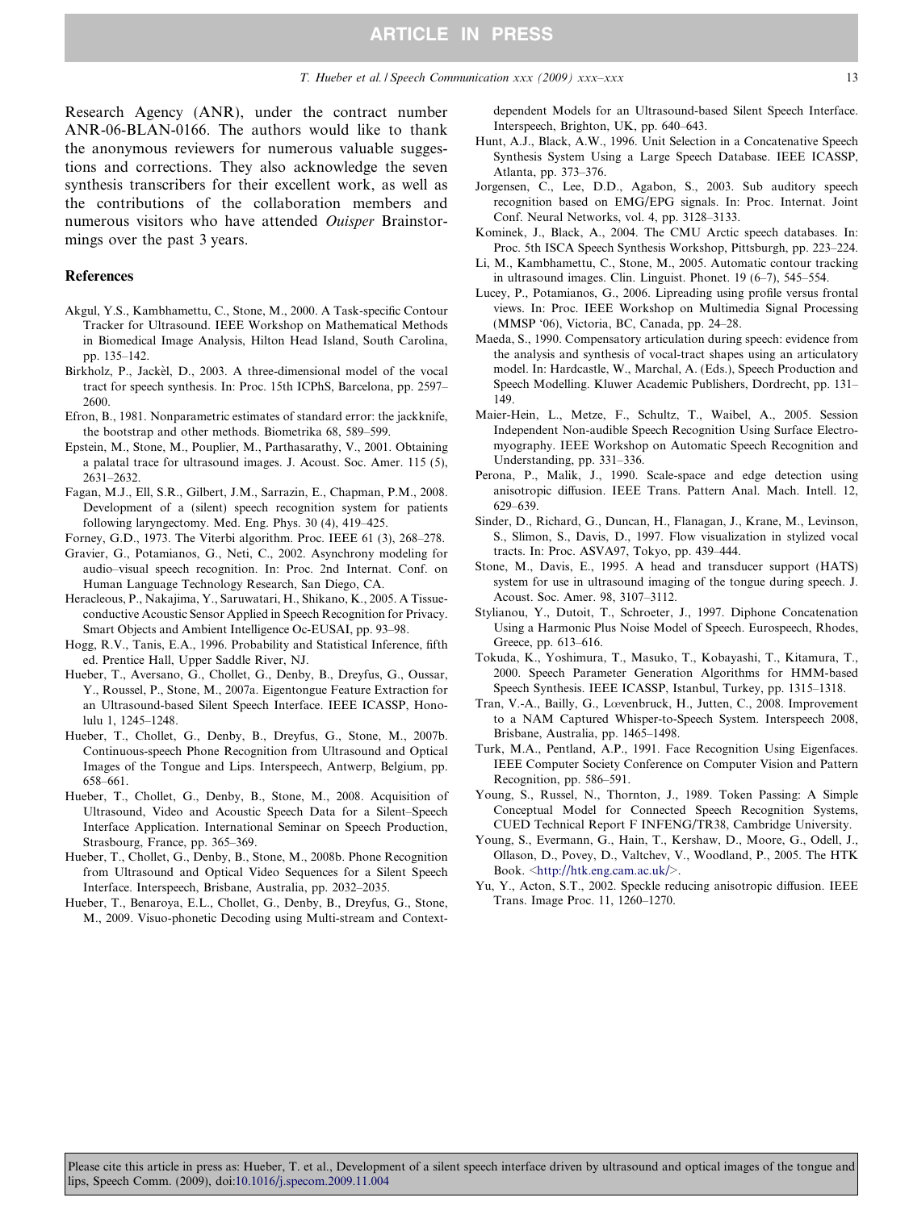Research Agency (ANR), under the contract number ANR-06-BLAN-0166. The authors would like to thank the anonymous reviewers for numerous valuable suggestions and corrections. They also acknowledge the seven synthesis transcribers for their excellent work, as well as the contributions of the collaboration members and numerous visitors who have attended *Ouisper* Brainstormings over the past 3 years.

## References

Akgul, Y.S., Kambhamettu, C., Stone, M., 2000. A Task-specific Contour Tracker for Ultrasound. IEEE Workshop on Mathematical Methods in Biomedical Image Analysis, Hilton Head Island, South Carolina, pp. 135–142.

Birkholz, P., Jackèl, D., 2003. A three-dimensional model of the vocal tract for speech synthesis. In: Proc. 15th ICPhS, Barcelona, pp. 2597–2600.

Efron, B., 1981. Nonparametric estimates of standard error: the jackknife, the bootstrap and other methods. Biometrika 68, 589–599.

Epstein, M., Stone, M., Pouplier, M., Parthasarathy, V., 2001. Obtaining a palatal trace for ultrasound images. J. Acoust. Soc. Amer. 115 (5), 2631–2632.

Fagan, M.J., Ell, S.R., Gilbert, J.M., Sarrazin, E., Chapman, P.M., 2008. Development of a (silent) speech recognition system for patients following laryngectomy. Med. Eng. Phys. 30 (4), 419–425.

Forney, G.D., 1973. The Viterbi algorithm. Proc. IEEE 61 (3), 268–278.

Gravier, G., Potamianos, G., Neti, C., 2002. Asynchrony modeling for audio–visual speech recognition. In: Proc. 2nd Internat. Conf. on Human Language Technology Research, San Diego, CA.

Heracleous, P., Nakajima, Y., Saruwatari, H., Shikano, K., 2005. A Tissue-conductive Acoustic Sensor Applied in Speech Recognition for Privacy. Smart Objects and Ambient Intelligence Oc-EUSAI, pp. 93–98.

Hogg, R.V., Tanis, E.A., 1996. Probability and Statistical Inference, fifth ed. Prentice Hall, Upper Saddle River, NJ.

Hueber, T., Aversano, G., Chollet, G., Denby, B., Dreyfus, G., Oussar, Y., Roussel, P., Stone, M., 2007a. Eigentongue Feature Extraction for an Ultrasound-based Silent Speech Interface. IEEE ICASSP, Honolulu 1, 1245–1248.

Hueber, T., Chollet, G., Denby, B., Dreyfus, G., Stone, M., 2007b. Continuous-speech Phone Recognition from Ultrasound and Optical Images of the Tongue and Lips. Interspeech, Antwerp, Belgium, pp. 658–661.

Hueber, T., Chollet, G., Denby, B., Stone, M., 2008. Acquisition of Ultrasound, Video and Acoustic Speech Data for a Silent–Speech Interface Application. International Seminar on Speech Production, Strasbourg, France, pp. 365–369.

Hueber, T., Chollet, G., Denby, B., Stone, M., 2008b. Phone Recognition from Ultrasound and Optical Video Sequences for a Silent Speech Interface. Interspeech, Brisbane, Australia, pp. 2032–2035.

Hueber, T., Benaroya, E.L., Chollet, G., Denby, B., Dreyfus, G., Stone, M., 2009. Visuo-phonetic Decoding using Multi-stream and Context-dependent Models for an Ultrasound-based Silent Speech Interface. Interspeech, Brighton, UK, pp. 640–643.

Hunt, A.J., Black, A.W., 1996. Unit Selection in a Concatenative Speech Synthesis System Using a Large Speech Database. IEEE ICASSP, Atlanta, pp. 373–376.

Jorgensen, C., Lee, D.D., Agabon, S., 2003. Sub auditory speech recognition based on EMG/EPG signals. In: Proc. Internat. Joint Conf. Neural Networks, vol. 4, pp. 3128–3133.

Kominek, J., Black, A., 2004. The CMU Arctic speech databases. In: Proc. 5th ISCA Speech Synthesis Workshop, Pittsburgh, pp. 223–224.

Li, M., Kambhamettu, C., Stone, M., 2005. Automatic contour tracking in ultrasound images. Clin. Linguist. Phonet. 19 (6–7), 545–554.

Lucey, P., Potamianos, G., 2006. Lipreading using profile versus frontal views. In: Proc. IEEE Workshop on Multimedia Signal Processing (MMSP '06), Victoria, BC, Canada, pp. 24–28.

Maeda, S., 1990. Compensatory articulation during speech: evidence from the analysis and synthesis of vocal-tract shapes using an articulatory model. In: Hardcastle, W., Marchal, A. (Eds.), Speech Production and Speech Modelling. Kluwer Academic Publishers, Dordrecht, pp. 131–149.

Maier-Hein, L., Metze, F., Schultz, T., Waibel, A., 2005. Session Independent Non-audible Speech Recognition Using Surface Electromyography. IEEE Workshop on Automatic Speech Recognition and Understanding, pp. 331–336.

Perona, P., Malik, J., 1990. Scale-space and edge detection using anisotropic diffusion. IEEE Trans. Pattern Anal. Mach. Intell. 12, 629–639.

Sinder, D., Richard, G., Duncan, H., Flanagan, J., Krane, M., Levinson, S., Slimon, S., Davis, D., 1997. Flow visualization in stylized vocal tracts. In: Proc. ASVA97, Tokyo, pp. 439–444.

Stone, M., Davis, E., 1995. A head and transducer support (HATS) system for use in ultrasound imaging of the tongue during speech. J. Acoust. Soc. Amer. 98, 3107–3112.

Stylianou, Y., Dutoit, T., Schroeter, J., 1997. Diphone Concatenation Using a Harmonic Plus Noise Model of Speech. Eurospeech, Rhodes, Greece, pp. 613–616.

Tokuda, K., Yoshimura, T., Masuko, T., Kobayashi, T., Kitamura, T., 2000. Speech Parameter Generation Algorithms for HMM-based Speech Synthesis. IEEE ICASSP, Istanbul, Turkey, pp. 1315–1318.

Tran, V.-A., Bailly, G., Lœvenbruck, H., Jutten, C., 2008. Improvement to a NAM Captured Whisper-to-Speech System. Interspeech 2008, Brisbane, Australia, pp. 1465–1498.

Turk, M.A., Pentland, A.P., 1991. Face Recognition Using Eigenfaces. IEEE Computer Society Conference on Computer Vision and Pattern Recognition, pp. 586–591.

Young, S., Russel, N., Thornton, J., 1989. Token Passing: A Simple Conceptual Model for Connected Speech Recognition Systems, CUED Technical Report F INFENG/TR38, Cambridge University.

Young, S., Evermann, G., Hain, T., Kershaw, D., Moore, G., Odell, J., Ollason, D., Povey, D., Valtchev, V., Woodland, P., 2005. The HTK Book. <http://htk.eng.cam.ac.uk/>.

Yu, Y., Acton, S.T., 2002. Speckle reducing anisotropic diffusion. IEEE Trans. Image Proc. 11, 1260–1270.